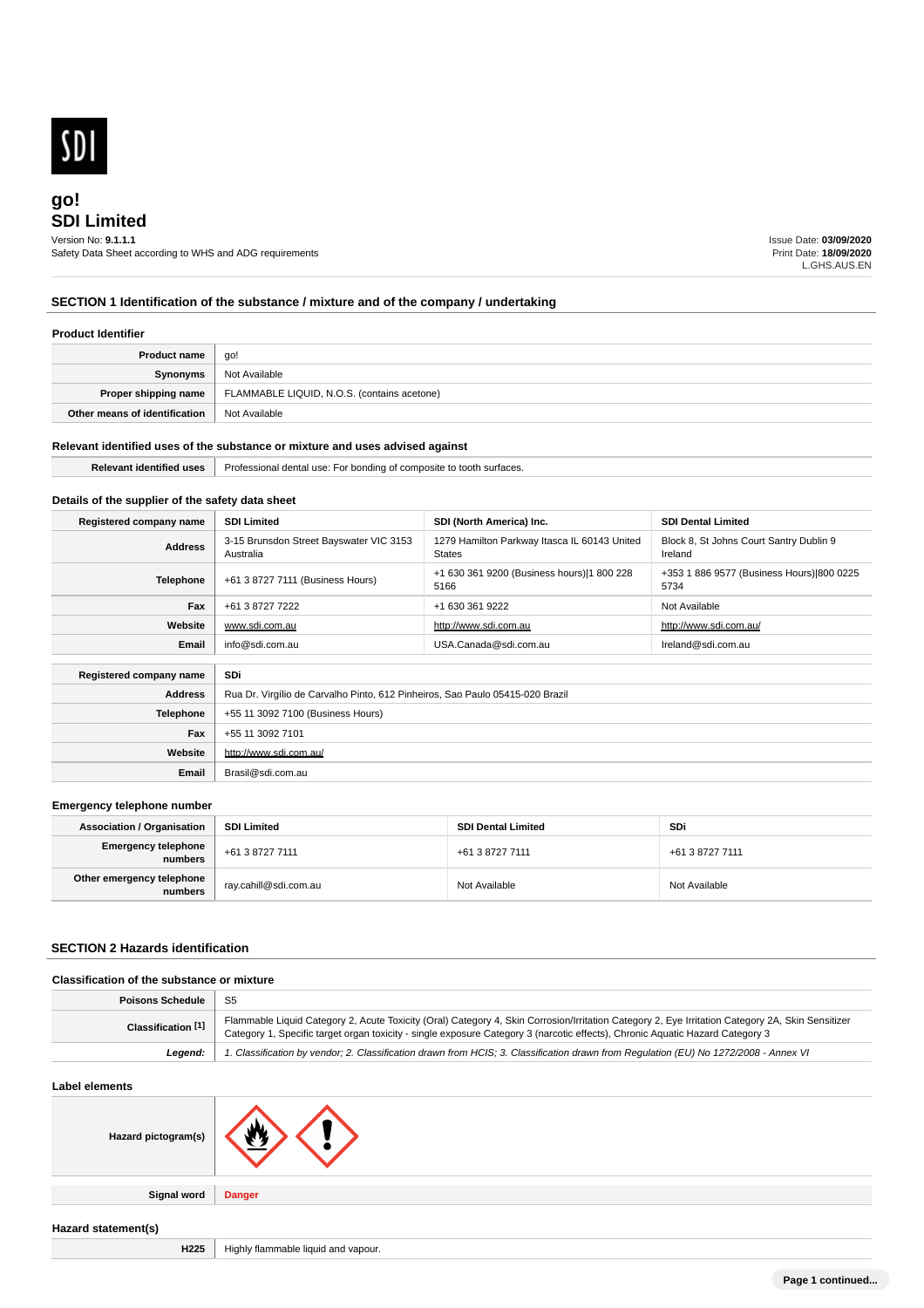# go!

## SDI Limited

Version No: **9.1.1.1**
Safety Data Sheet according to WHS and ADG requirements

Issue Date: **03/09/2020**
Print Date: **18/09/2020**
L.GHS.AUS.EN

## SECTION 1 Identification of the substance / mixture and of the company / undertaking

### Product Identifier

| | |
|---|---|
| **Product name** | go! |
| **Synonyms** | Not Available |
| **Proper shipping name** | FLAMMABLE LIQUID, N.O.S. (contains acetone) |
| **Other means of identification** | Not Available |

### Relevant identified uses of the substance or mixture and uses advised against

| | |
|---|---|
| **Relevant identified uses** | Professional dental use: For bonding of composite to tooth surfaces. |

### Details of the supplier of the safety data sheet

| **Registered company name** | **SDI Limited** | **SDI (North America) Inc.** | **SDI Dental Limited** |
|---|---|---|---|
| **Address** | 3-15 Brunsdon Street Bayswater VIC 3153 Australia | 1279 Hamilton Parkway Itasca IL 60143 United States | Block 8, St Johns Court Santry Dublin 9 Ireland |
| **Telephone** | +61 3 8727 7111 (Business Hours) | +1 630 361 9200 (Business hours)\|1 800 228 5166 | +353 1 886 9577 (Business Hours)\|800 0225 5734 |
| **Fax** | +61 3 8727 7222 | +1 630 361 9222 | Not Available |
| **Website** | www.sdi.com.au | http://www.sdi.com.au | http://www.sdi.com.au/ |
| **Email** | info@sdi.com.au | USA.Canada@sdi.com.au | Ireland@sdi.com.au |

| **Registered company name** | **SDi** |
|---|---|
| **Address** | Rua Dr. Virgilio de Carvalho Pinto, 612 Pinheiros, Sao Paulo 05415-020 Brazil |
| **Telephone** | +55 11 3092 7100 (Business Hours) |
| **Fax** | +55 11 3092 7101 |
| **Website** | http://www.sdi.com.au/ |
| **Email** | Brasil@sdi.com.au |

### Emergency telephone number

| **Association / Organisation** | **SDI Limited** | **SDI Dental Limited** | **SDi** |
|---|---|---|---|
| **Emergency telephone numbers** | +61 3 8727 7111 | +61 3 8727 7111 | +61 3 8727 7111 |
| **Other emergency telephone numbers** | ray.cahill@sdi.com.au | Not Available | Not Available |

## SECTION 2 Hazards identification

### Classification of the substance or mixture

| | |
|---|---|
| **Poisons Schedule** | S5 |
| **Classification [1]** | Flammable Liquid Category 2, Acute Toxicity (Oral) Category 4, Skin Corrosion/Irritation Category 2, Eye Irritation Category 2A, Skin Sensitizer Category 1, Specific target organ toxicity - single exposure Category 3 (narcotic effects), Chronic Aquatic Hazard Category 3 |
| ***Legend:*** | *1. Classification by vendor; 2. Classification drawn from HCIS; 3. Classification drawn from Regulation (EU) No 1272/2008 - Annex VI* |

### Label elements

| | |
|---|---|
| **Hazard pictogram(s)** | |
| **Signal word** | **Danger** |

### Hazard statement(s)

| | |
|---|---|
| **H225** | Highly flammable liquid and vapour. |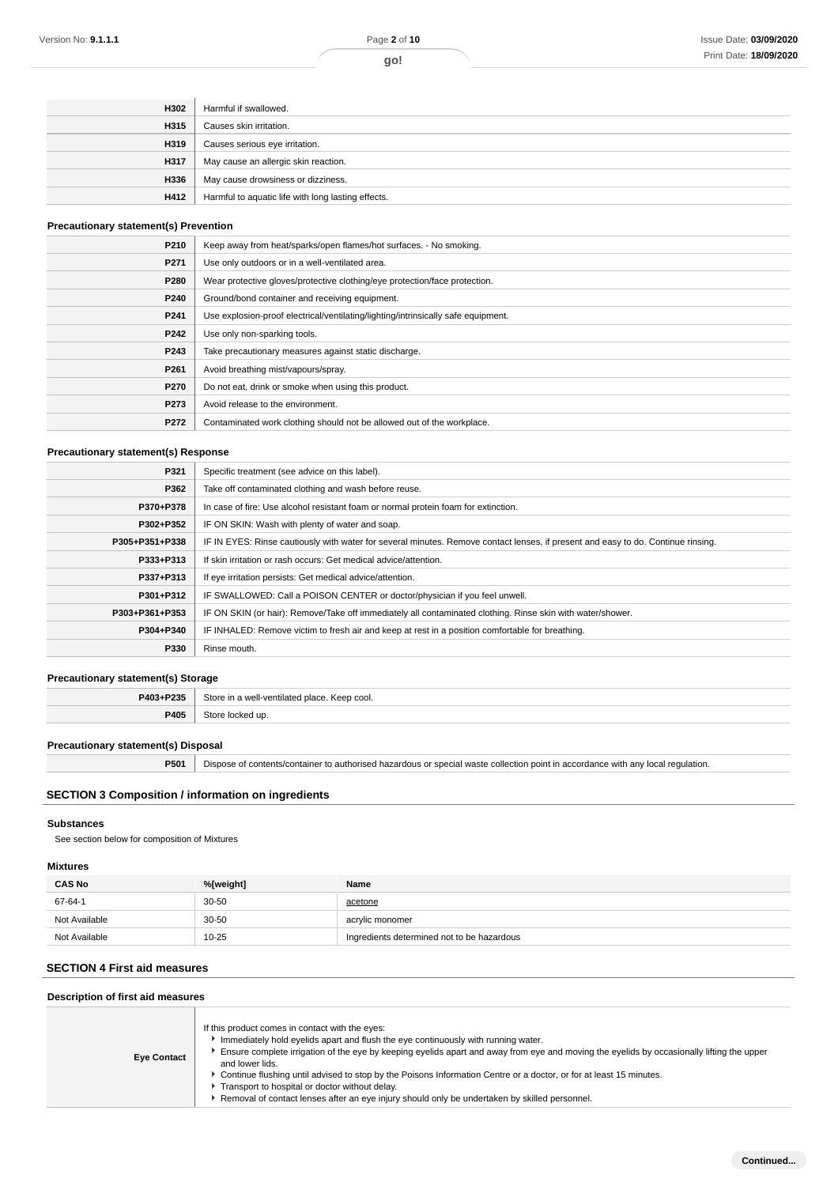| | |
|---|---|
| **H302** | Harmful if swallowed. |
| **H315** | Causes skin irritation. |
| **H319** | Causes serious eye irritation. |
| **H317** | May cause an allergic skin reaction. |
| **H336** | May cause drowsiness or dizziness. |
| **H412** | Harmful to aquatic life with long lasting effects. |

### Precautionary statement(s) Prevention

| | |
|---|---|
| **P210** | Keep away from heat/sparks/open flames/hot surfaces. - No smoking. |
| **P271** | Use only outdoors or in a well-ventilated area. |
| **P280** | Wear protective gloves/protective clothing/eye protection/face protection. |
| **P240** | Ground/bond container and receiving equipment. |
| **P241** | Use explosion-proof electrical/ventilating/lighting/intrinsically safe equipment. |
| **P242** | Use only non-sparking tools. |
| **P243** | Take precautionary measures against static discharge. |
| **P261** | Avoid breathing mist/vapours/spray. |
| **P270** | Do not eat, drink or smoke when using this product. |
| **P273** | Avoid release to the environment. |
| **P272** | Contaminated work clothing should not be allowed out of the workplace. |

### Precautionary statement(s) Response

| | |
|---|---|
| **P321** | Specific treatment (see advice on this label). |
| **P362** | Take off contaminated clothing and wash before reuse. |
| **P370+P378** | In case of fire: Use alcohol resistant foam or normal protein foam for extinction. |
| **P302+P352** | IF ON SKIN: Wash with plenty of water and soap. |
| **P305+P351+P338** | IF IN EYES: Rinse cautiously with water for several minutes. Remove contact lenses, if present and easy to do. Continue rinsing. |
| **P333+P313** | If skin irritation or rash occurs: Get medical advice/attention. |
| **P337+P313** | If eye irritation persists: Get medical advice/attention. |
| **P301+P312** | IF SWALLOWED: Call a POISON CENTER or doctor/physician if you feel unwell. |
| **P303+P361+P353** | IF ON SKIN (or hair): Remove/Take off immediately all contaminated clothing. Rinse skin with water/shower. |
| **P304+P340** | IF INHALED: Remove victim to fresh air and keep at rest in a position comfortable for breathing. |
| **P330** | Rinse mouth. |

### Precautionary statement(s) Storage

| | |
|---|---|
| **P403+P235** | Store in a well-ventilated place. Keep cool. |
| **P405** | Store locked up. |

### Precautionary statement(s) Disposal

| | |
|---|---|
| **P501** | Dispose of contents/container to authorised hazardous or special waste collection point in accordance with any local regulation. |

## SECTION 3 Composition / information on ingredients

### Substances

See section below for composition of Mixtures

### Mixtures

| CAS No | %[weight] | Name |
|---|---|---|
| 67-64-1 | 30-50 | acetone |
| Not Available | 30-50 | acrylic monomer |
| Not Available | 10-25 | Ingredients determined not to be hazardous |

## SECTION 4 First aid measures

### Description of first aid measures

| | |
|---|---|
| **Eye Contact** | If this product comes in contact with the eyes:<br>▸ Immediately hold eyelids apart and flush the eye continuously with running water.<br>▸ Ensure complete irrigation of the eye by keeping eyelids apart and away from eye and moving the eyelids by occasionally lifting the upper and lower lids.<br>▸ Continue flushing until advised to stop by the Poisons Information Centre or a doctor, or for at least 15 minutes.<br>▸ Transport to hospital or doctor without delay.<br>▸ Removal of contact lenses after an eye injury should only be undertaken by skilled personnel. |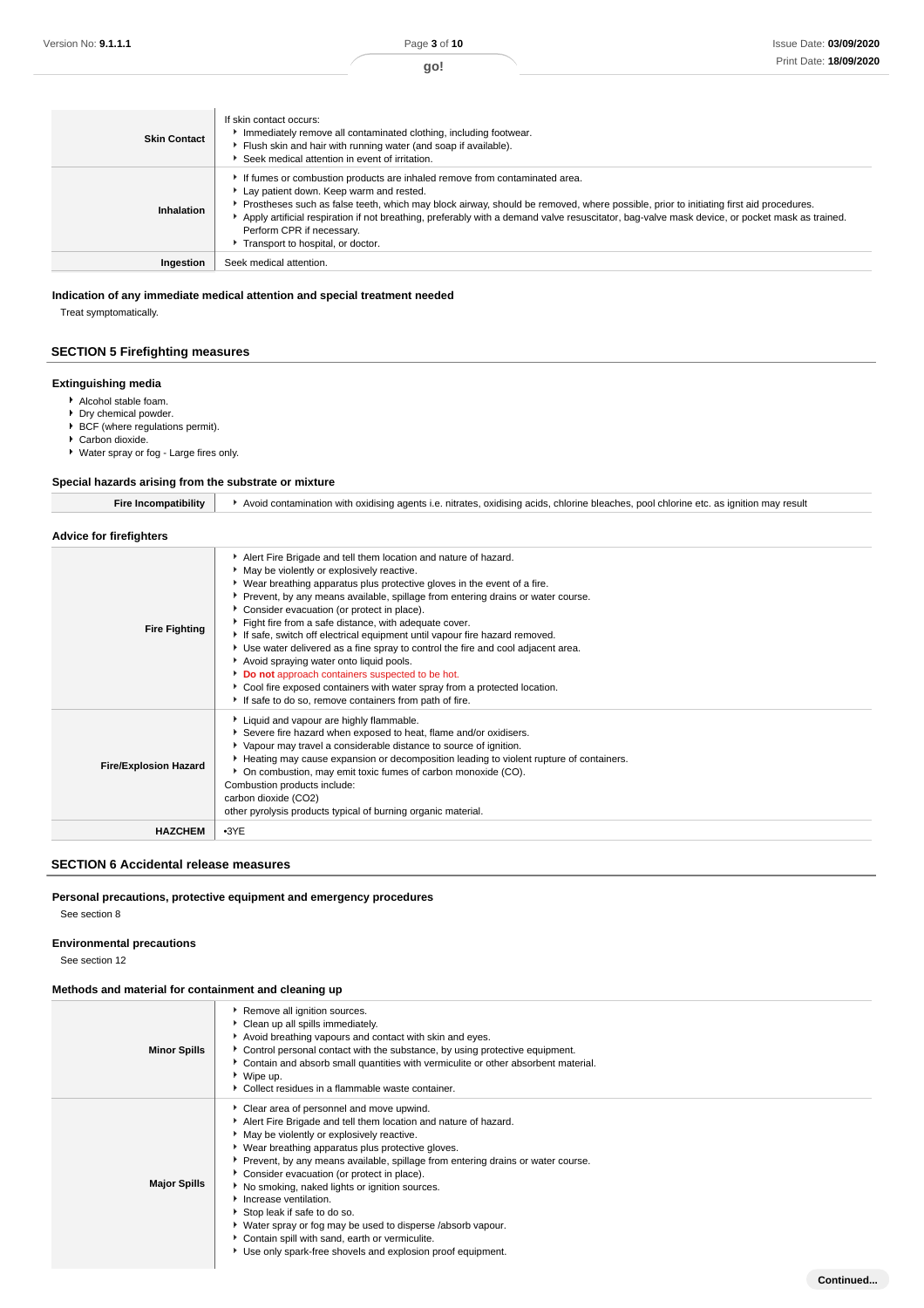| | |
|---|---|
| **Skin Contact** | If skin contact occurs:<br>- Immediately remove all contaminated clothing, including footwear.<br>- Flush skin and hair with running water (and soap if available).<br>- Seek medical attention in event of irritation. |
| **Inhalation** | - If fumes or combustion products are inhaled remove from contaminated area.<br>- Lay patient down. Keep warm and rested.<br>- Prostheses such as false teeth, which may block airway, should be removed, where possible, prior to initiating first aid procedures.<br>- Apply artificial respiration if not breathing, preferably with a demand valve resuscitator, bag-valve mask device, or pocket mask as trained. Perform CPR if necessary.<br>- Transport to hospital, or doctor. |
| **Ingestion** | Seek medical attention. |

### Indication of any immediate medical attention and special treatment needed

Treat symptomatically.

## SECTION 5 Firefighting measures

### Extinguishing media

- Alcohol stable foam.
- Dry chemical powder.
- BCF (where regulations permit).
- Carbon dioxide.
- Water spray or fog - Large fires only.

### Special hazards arising from the substrate or mixture

| | |
|---|---|
| **Fire Incompatibility** | - Avoid contamination with oxidising agents i.e. nitrates, oxidising acids, chlorine bleaches, pool chlorine etc. as ignition may result |

### Advice for firefighters

| | |
|---|---|
| **Fire Fighting** | - Alert Fire Brigade and tell them location and nature of hazard.<br>- May be violently or explosively reactive.<br>- Wear breathing apparatus plus protective gloves in the event of a fire.<br>- Prevent, by any means available, spillage from entering drains or water course.<br>- Consider evacuation (or protect in place).<br>- Fight fire from a safe distance, with adequate cover.<br>- If safe, switch off electrical equipment until vapour fire hazard removed.<br>- Use water delivered as a fine spray to control the fire and cool adjacent area.<br>- Avoid spraying water onto liquid pools.<br>- **Do not** approach containers suspected to be hot.<br>- Cool fire exposed containers with water spray from a protected location.<br>- If safe to do so, remove containers from path of fire. |
| **Fire/Explosion Hazard** | - Liquid and vapour are highly flammable.<br>- Severe fire hazard when exposed to heat, flame and/or oxidisers.<br>- Vapour may travel a considerable distance to source of ignition.<br>- Heating may cause expansion or decomposition leading to violent rupture of containers.<br>- On combustion, may emit toxic fumes of carbon monoxide (CO).<br>Combustion products include:<br>carbon dioxide ($CO_2$)<br>other pyrolysis products typical of burning organic material. |
| **HAZCHEM** | •3YE |

## SECTION 6 Accidental release measures

### Personal precautions, protective equipment and emergency procedures

See section 8

### Environmental precautions

See section 12

### Methods and material for containment and cleaning up

| | |
|---|---|
| **Minor Spills** | - Remove all ignition sources.<br>- Clean up all spills immediately.<br>- Avoid breathing vapours and contact with skin and eyes.<br>- Control personal contact with the substance, by using protective equipment.<br>- Contain and absorb small quantities with vermiculite or other absorbent material.<br>- Wipe up.<br>- Collect residues in a flammable waste container. |
| **Major Spills** | - Clear area of personnel and move upwind.<br>- Alert Fire Brigade and tell them location and nature of hazard.<br>- May be violently or explosively reactive.<br>- Wear breathing apparatus plus protective gloves.<br>- Prevent, by any means available, spillage from entering drains or water course.<br>- Consider evacuation (or protect in place).<br>- No smoking, naked lights or ignition sources.<br>- Increase ventilation.<br>- Stop leak if safe to do so.<br>- Water spray or fog may be used to disperse /absorb vapour.<br>- Contain spill with sand, earth or vermiculite.<br>- Use only spark-free shovels and explosion proof equipment. |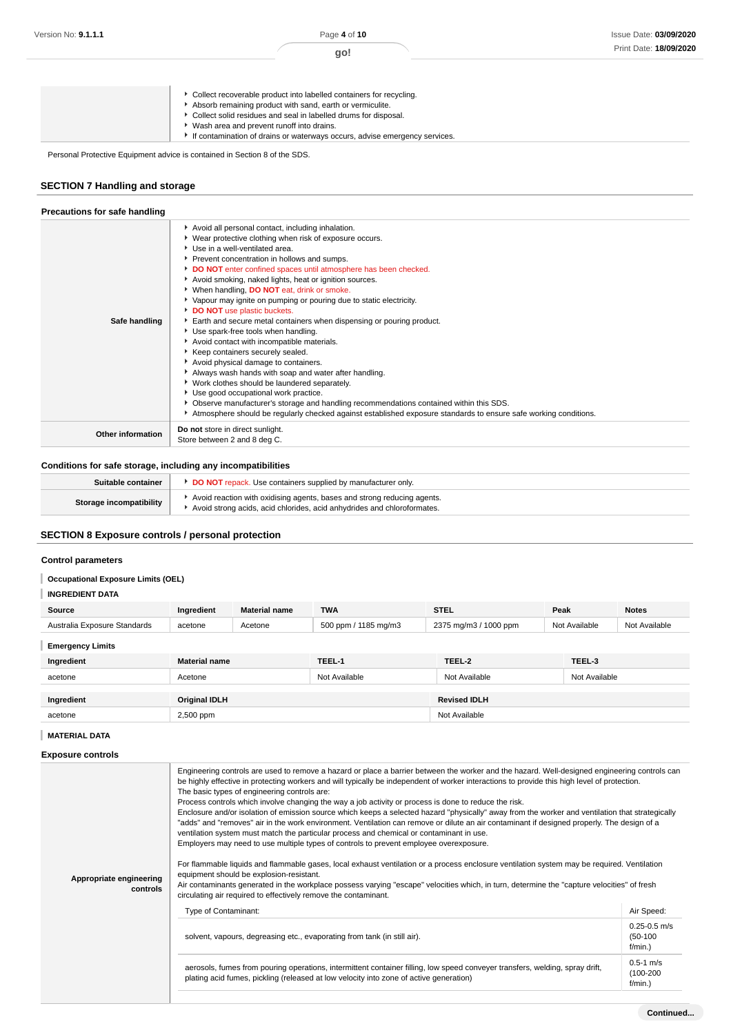| | |
|---|---|
| | - Collect recoverable product into labelled containers for recycling.<br>- Absorb remaining product with sand, earth or vermiculite.<br>- Collect solid residues and seal in labelled drums for disposal.<br>- Wash area and prevent runoff into drains.<br>- If contamination of drains or waterways occurs, advise emergency services. |

Personal Protective Equipment advice is contained in Section 8 of the SDS.

## SECTION 7 Handling and storage

### Precautions for safe handling

| | |
|---|---|
| **Safe handling** | - Avoid all personal contact, including inhalation.<br>- Wear protective clothing when risk of exposure occurs.<br>- Use in a well-ventilated area.<br>- Prevent concentration in hollows and sumps.<br>- **DO NOT** enter confined spaces until atmosphere has been checked.<br>- Avoid smoking, naked lights, heat or ignition sources.<br>- When handling, **DO NOT** eat, drink or smoke.<br>- Vapour may ignite on pumping or pouring due to static electricity.<br>- **DO NOT** use plastic buckets.<br>- Earth and secure metal containers when dispensing or pouring product.<br>- Use spark-free tools when handling.<br>- Avoid contact with incompatible materials.<br>- Keep containers securely sealed.<br>- Avoid physical damage to containers.<br>- Always wash hands with soap and water after handling.<br>- Work clothes should be laundered separately.<br>- Use good occupational work practice.<br>- Observe manufacturer's storage and handling recommendations contained within this SDS.<br>- Atmosphere should be regularly checked against established exposure standards to ensure safe working conditions. |
| **Other information** | **Do not** store in direct sunlight.<br>Store between 2 and 8 deg C. |

### Conditions for safe storage, including any incompatibilities

| | |
|---|---|
| **Suitable container** | - **DO NOT** repack. Use containers supplied by manufacturer only. |
| **Storage incompatibility** | - Avoid reaction with oxidising agents, bases and strong reducing agents.<br>- Avoid strong acids, acid chlorides, acid anhydrides and chloroformates. |

## SECTION 8 Exposure controls / personal protection

### Control parameters

#### Occupational Exposure Limits (OEL)

#### INGREDIENT DATA

| Source | Ingredient | Material name | TWA | STEL | Peak | Notes |
|---|---|---|---|---|---|---|
| Australia Exposure Standards | acetone | Acetone | 500 ppm / 1185 mg/m3 | 2375 mg/m3 / 1000 ppm | Not Available | Not Available |

#### Emergency Limits

| Ingredient | Material name | TEEL-1 | TEEL-2 | TEEL-3 |
|---|---|---|---|---|
| acetone | Acetone | Not Available | Not Available | Not Available |

| Ingredient | Original IDLH | Revised IDLH |
|---|---|---|
| acetone | 2,500 ppm | Not Available |

#### MATERIAL DATA

### Exposure controls

**Appropriate engineering controls**

Engineering controls are used to remove a hazard or place a barrier between the worker and the hazard. Well-designed engineering controls can be highly effective in protecting workers and will typically be independent of worker interactions to provide this high level of protection.
The basic types of engineering controls are:
Process controls which involve changing the way a job activity or process is done to reduce the risk.
Enclosure and/or isolation of emission source which keeps a selected hazard "physically" away from the worker and ventilation that strategically "adds" and "removes" air in the work environment. Ventilation can remove or dilute an air contaminant if designed properly. The design of a ventilation system must match the particular process and chemical or contaminant in use.
Employers may need to use multiple types of controls to prevent employee overexposure.

For flammable liquids and flammable gases, local exhaust ventilation or a process enclosure ventilation system may be required. Ventilation equipment should be explosion-resistant.
Air contaminants generated in the workplace possess varying "escape" velocities which, in turn, determine the "capture velocities" of fresh circulating air required to effectively remove the contaminant.

| Type of Contaminant: | Air Speed: |
|---|---|
| solvent, vapours, degreasing etc., evaporating from tank (in still air). | 0.25-0.5 m/s (50-100 f/min.) |
| aerosols, fumes from pouring operations, intermittent container filling, low speed conveyer transfers, welding, spray drift, plating acid fumes, pickling (released at low velocity into zone of active generation) | 0.5-1 m/s (100-200 f/min.) |

Continued...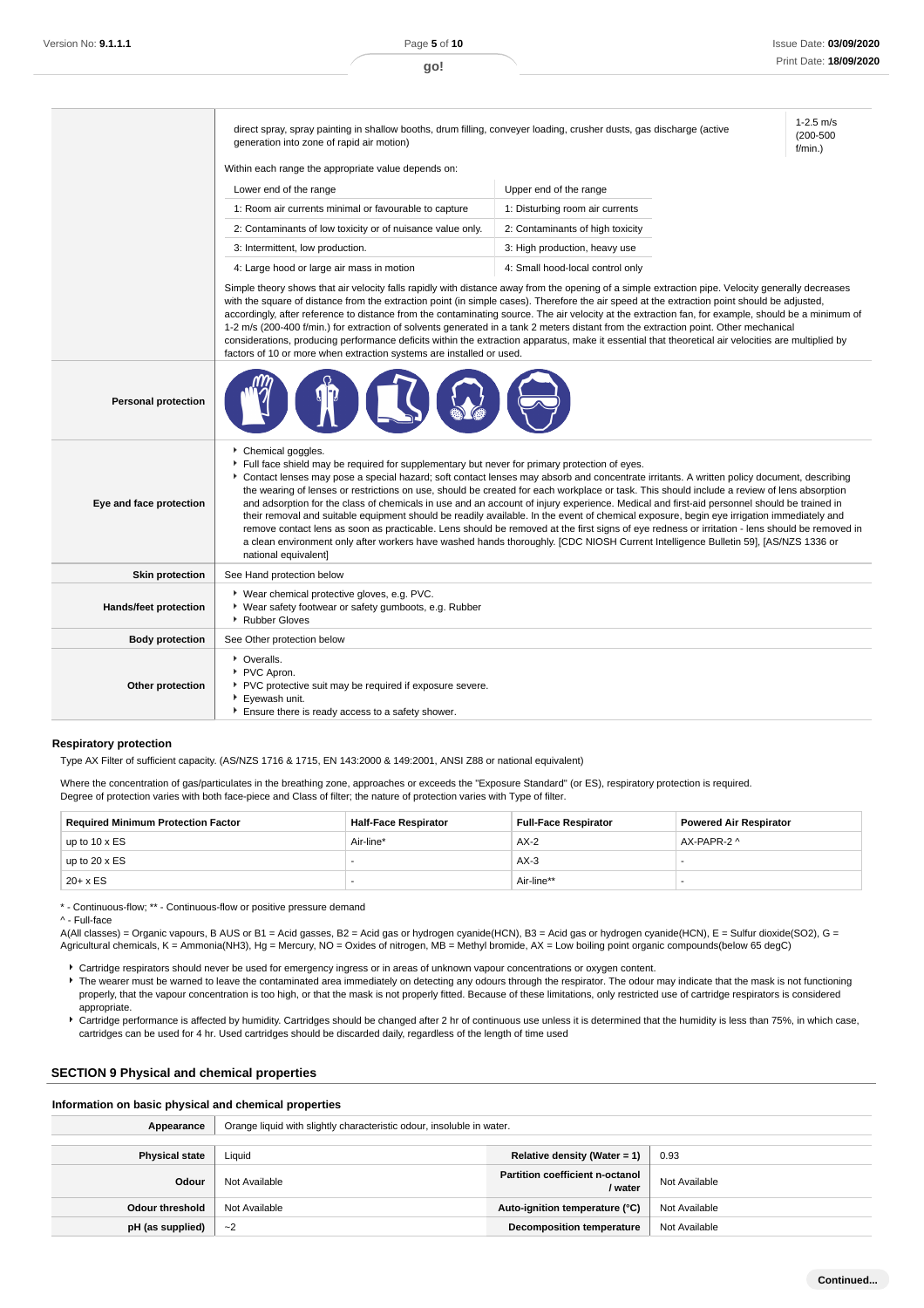| | | |
|---|---|---|
| | direct spray, spray painting in shallow booths, drum filling, conveyer loading, crusher dusts, gas discharge (active generation into zone of rapid air motion) | 1-2.5 m/s (200-500 f/min.) |

Within each range the appropriate value depends on:

| Lower end of the range | Upper end of the range |
|---|---|
| 1: Room air currents minimal or favourable to capture | 1: Disturbing room air currents |
| 2: Contaminants of low toxicity or of nuisance value only. | 2: Contaminants of high toxicity |
| 3: Intermittent, low production. | 3: High production, heavy use |
| 4: Large hood or large air mass in motion | 4: Small hood-local control only |

Simple theory shows that air velocity falls rapidly with distance away from the opening of a simple extraction pipe. Velocity generally decreases with the square of distance from the extraction point (in simple cases). Therefore the air speed at the extraction point should be adjusted, accordingly, after reference to distance from the contaminating source. The air velocity at the extraction fan, for example, should be a minimum of 1-2 m/s (200-400 f/min.) for extraction of solvents generated in a tank 2 meters distant from the extraction point. Other mechanical considerations, producing performance deficits within the extraction apparatus, make it essential that theoretical air velocities are multiplied by factors of 10 or more when extraction systems are installed or used.

| | |
|---|---|
| **Personal protection** | |
| **Eye and face protection** | ▸ Chemical goggles.<br>▸ Full face shield may be required for supplementary but never for primary protection of eyes.<br>▸ Contact lenses may pose a special hazard; soft contact lenses may absorb and concentrate irritants. A written policy document, describing the wearing of lenses or restrictions on use, should be created for each workplace or task. This should include a review of lens absorption and adsorption for the class of chemicals in use and an account of injury experience. Medical and first-aid personnel should be trained in their removal and suitable equipment should be readily available. In the event of chemical exposure, begin eye irrigation immediately and remove contact lens as soon as practicable. Lens should be removed at the first signs of eye redness or irritation - lens should be removed in a clean environment only after workers have washed hands thoroughly. [CDC NIOSH Current Intelligence Bulletin 59], [AS/NZS 1336 or national equivalent] |
| **Skin protection** | See Hand protection below |
| **Hands/feet protection** | ▸ Wear chemical protective gloves, e.g. PVC.<br>▸ Wear safety footwear or safety gumboots, e.g. Rubber<br>▸ Rubber Gloves |
| **Body protection** | See Other protection below |
| **Other protection** | ▸ Overalls.<br>▸ PVC Apron.<br>▸ PVC protective suit may be required if exposure severe.<br>▸ Eyewash unit.<br>▸ Ensure there is ready access to a safety shower. |

### Respiratory protection

Type AX Filter of sufficient capacity. (AS/NZS 1716 & 1715, EN 143:2000 & 149:2001, ANSI Z88 or national equivalent)

Where the concentration of gas/particulates in the breathing zone, approaches or exceeds the "Exposure Standard" (or ES), respiratory protection is required.
Degree of protection varies with both face-piece and Class of filter; the nature of protection varies with Type of filter.

| Required Minimum Protection Factor | Half-Face Respirator | Full-Face Respirator | Powered Air Respirator |
|---|---|---|---|
| up to 10 x ES | Air-line* | AX-2 | AX-PAPR-2 ^ |
| up to 20 x ES | - | AX-3 | - |
| 20+ x ES | - | Air-line** | - |

* - Continuous-flow; ** - Continuous-flow or positive pressure demand
^ - Full-face
A(All classes) = Organic vapours, B AUS or B1 = Acid gasses, B2 = Acid gas or hydrogen cyanide(HCN), B3 = Acid gas or hydrogen cyanide(HCN), E = Sulfur dioxide($SO_2$), G = Agricultural chemicals, K = Ammonia($NH_3$), Hg = Mercury, NO = Oxides of nitrogen, MB = Methyl bromide, AX = Low boiling point organic compounds(below 65 degC)

- Cartridge respirators should never be used for emergency ingress or in areas of unknown vapour concentrations or oxygen content.
- The wearer must be warned to leave the contaminated area immediately on detecting any odours through the respirator. The odour may indicate that the mask is not functioning properly, that the vapour concentration is too high, or that the mask is not properly fitted. Because of these limitations, only restricted use of cartridge respirators is considered appropriate.
- Cartridge performance is affected by humidity. Cartridges should be changed after 2 hr of continuous use unless it is determined that the humidity is less than 75%, in which case, cartridges can be used for 4 hr. Used cartridges should be discarded daily, regardless of the length of time used

## SECTION 9 Physical and chemical properties

### Information on basic physical and chemical properties

| | | | |
|---|---|---|---|
| **Appearance** | Orange liquid with slightly characteristic odour, insoluble in water. | | |
| **Physical state** | Liquid | **Relative density (Water = 1)** | 0.93 |
| **Odour** | Not Available | **Partition coefficient n-octanol / water** | Not Available |
| **Odour threshold** | Not Available | **Auto-ignition temperature (°C)** | Not Available |
| **pH (as supplied)** | ~2 | **Decomposition temperature** | Not Available |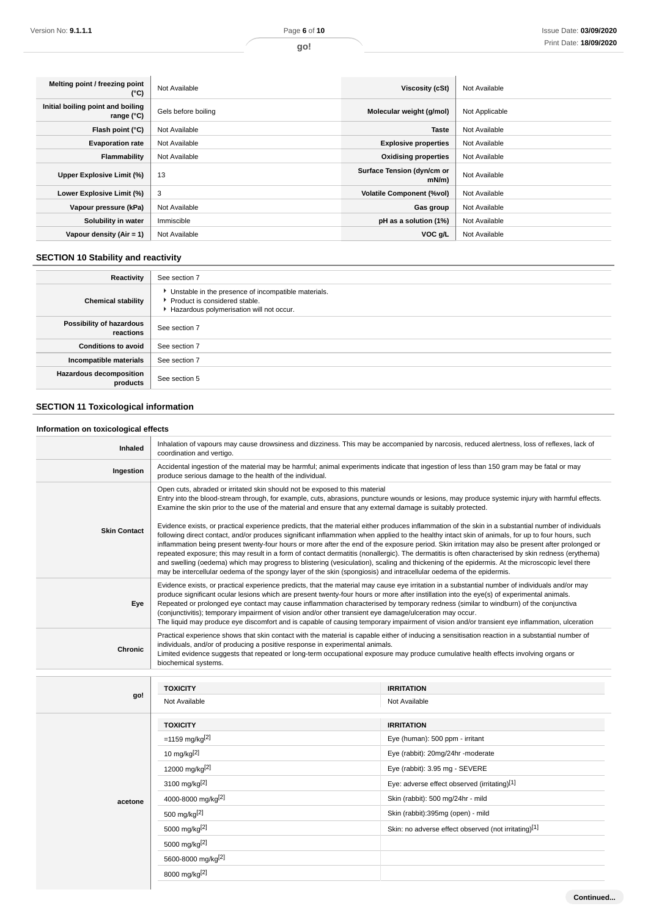| Melting point / freezing point (°C) | Not Available | Viscosity (cSt) | Not Available |
|---|---|---|---|
| Initial boiling point and boiling range (°C) | Gels before boiling | Molecular weight (g/mol) | Not Applicable |
| Flash point (°C) | Not Available | Taste | Not Available |
| Evaporation rate | Not Available | Explosive properties | Not Available |
| Flammability | Not Available | Oxidising properties | Not Available |
| Upper Explosive Limit (%) | 13 | Surface Tension (dyn/cm or mN/m) | Not Available |
| Lower Explosive Limit (%) | 3 | Volatile Component (%vol) | Not Available |
| Vapour pressure (kPa) | Not Available | Gas group | Not Available |
| Solubility in water | Immiscible | pH as a solution (1%) | Not Available |
| Vapour density (Air = 1) | Not Available | VOC g/L | Not Available |

## SECTION 10 Stability and reactivity

| | |
|---|---|
| Reactivity | See section 7 |
| Chemical stability | ▸ Unstable in the presence of incompatible materials.<br>▸ Product is considered stable.<br>▸ Hazardous polymerisation will not occur. |
| Possibility of hazardous reactions | See section 7 |
| Conditions to avoid | See section 7 |
| Incompatible materials | See section 7 |
| Hazardous decomposition products | See section 5 |

## SECTION 11 Toxicological information

### Information on toxicological effects

| | |
|---|---|
| Inhaled | Inhalation of vapours may cause drowsiness and dizziness. This may be accompanied by narcosis, reduced alertness, loss of reflexes, lack of coordination and vertigo. |
| Ingestion | Accidental ingestion of the material may be harmful; animal experiments indicate that ingestion of less than 150 gram may be fatal or may produce serious damage to the health of the individual. |
| Skin Contact | Open cuts, abraded or irritated skin should not be exposed to this material<br>Entry into the blood-stream through, for example, cuts, abrasions, puncture wounds or lesions, may produce systemic injury with harmful effects. Examine the skin prior to the use of the material and ensure that any external damage is suitably protected.<br><br>Evidence exists, or practical experience predicts, that the material either produces inflammation of the skin in a substantial number of individuals following direct contact, and/or produces significant inflammation when applied to the healthy intact skin of animals, for up to four hours, such inflammation being present twenty-four hours or more after the end of the exposure period. Skin irritation may also be present after prolonged or repeated exposure; this may result in a form of contact dermatitis (nonallergic). The dermatitis is often characterised by skin redness (erythema) and swelling (oedema) which may progress to blistering (vesiculation), scaling and thickening of the epidermis. At the microscopic level there may be intercellular oedema of the spongy layer of the skin (spongiosis) and intracellular oedema of the epidermis. |
| Eye | Evidence exists, or practical experience predicts, that the material may cause eye irritation in a substantial number of individuals and/or may produce significant ocular lesions which are present twenty-four hours or more after instillation into the eye(s) of experimental animals.<br>Repeated or prolonged eye contact may cause inflammation characterised by temporary redness (similar to windburn) of the conjunctiva (conjunctivitis); temporary impairment of vision and/or other transient eye damage/ulceration may occur.<br>The liquid may produce eye discomfort and is capable of causing temporary impairment of vision and/or transient eye inflammation, ulceration |
| Chronic | Practical experience shows that skin contact with the material is capable either of inducing a sensitisation reaction in a substantial number of individuals, and/or of producing a positive response in experimental animals.<br>Limited evidence suggests that repeated or long-term occupational exposure may produce cumulative health effects involving organs or biochemical systems. |

| | TOXICITY | IRRITATION |
|---|---|---|
| go! | Not Available | Not Available |
| acetone | =1159 mg/kg[2] | Eye (human): 500 ppm - irritant |
| | 10 mg/kg[2] | Eye (rabbit): 20mg/24hr -moderate |
| | 12000 mg/kg[2] | Eye (rabbit): 3.95 mg - SEVERE |
| | 3100 mg/kg[2] | Eye: adverse effect observed (irritating)[1] |
| | 4000-8000 mg/kg[2] | Skin (rabbit): 500 mg/24hr - mild |
| | 500 mg/kg[2] | Skin (rabbit):395mg (open) - mild |
| | 5000 mg/kg[2] | Skin: no adverse effect observed (not irritating)[1] |
| | 5000 mg/kg[2] | |
| | 5600-8000 mg/kg[2] | |
| | 8000 mg/kg[2] | |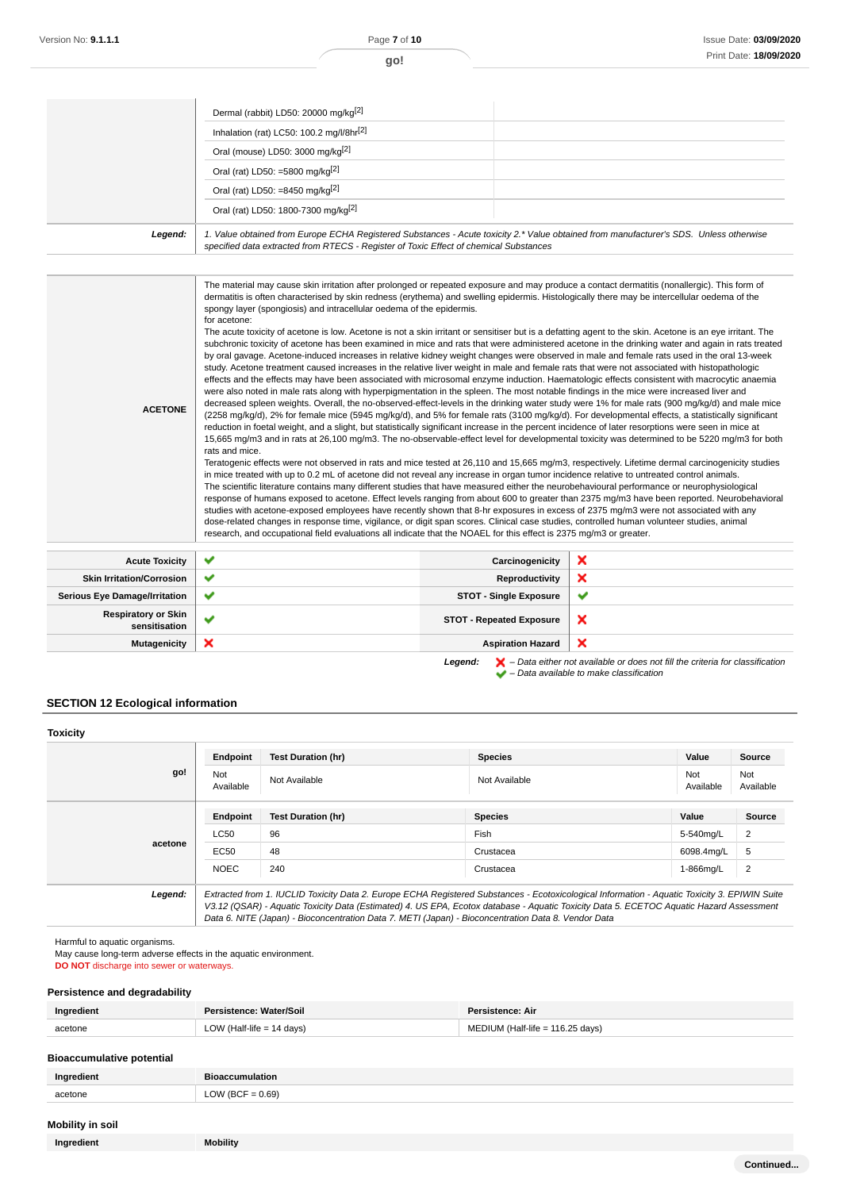| | | |
|---|---|---|
| | Dermal (rabbit) LD50: 20000 mg/kg[2] | |
| | Inhalation (rat) LC50: 100.2 mg/l/8hr[2] | |
| | Oral (mouse) LD50: 3000 mg/kg[2] | |
| | Oral (rat) LD50: =5800 mg/kg[2] | |
| | Oral (rat) LD50: =8450 mg/kg[2] | |
| | Oral (rat) LD50: 1800-7300 mg/kg[2] | |
| **Legend:** | *1. Value obtained from Europe ECHA Registered Substances - Acute toxicity 2.\* Value obtained from manufacturer's SDS. Unless otherwise specified data extracted from RTECS - Register of Toxic Effect of chemical Substances* | |

| | |
|---|---|
| **ACETONE** | The material may cause skin irritation after prolonged or repeated exposure and may produce a contact dermatitis (nonallergic). This form of dermatitis is often characterised by skin redness (erythema) and swelling epidermis. Histologically there may be intercellular oedema of the spongy layer (spongiosis) and intracellular oedema of the epidermis.<br>for acetone:<br>The acute toxicity of acetone is low. Acetone is not a skin irritant or sensitiser but is a defatting agent to the skin. Acetone is an eye irritant. The subchronic toxicity of acetone has been examined in mice and rats that were administered acetone in the drinking water and again in rats treated by oral gavage. Acetone-induced increases in relative kidney weight changes were observed in male and female rats used in the oral 13-week study. Acetone treatment caused increases in the relative liver weight in male and female rats that were not associated with histopathologic effects and the effects may have been associated with microsomal enzyme induction. Haematologic effects consistent with macrocytic anaemia were also noted in male rats along with hyperpigmentation in the spleen. The most notable findings in the mice were increased liver and decreased spleen weights. Overall, the no-observed-effect-levels in the drinking water study were 1% for male rats (900 mg/kg/d) and male mice (2258 mg/kg/d), 2% for female mice (5945 mg/kg/d), and 5% for female rats (3100 mg/kg/d). For developmental effects, a statistically significant reduction in foetal weight, and a slight, but statistically significant increase in the percent incidence of later resorptions were seen in mice at 15,665 mg/m3 and in rats at 26,100 mg/m3. The no-observable-effect level for developmental toxicity was determined to be 5220 mg/m3 for both rats and mice.<br>Teratogenic effects were not observed in rats and mice tested at 26,110 and 15,665 mg/m3, respectively. Lifetime dermal carcinogenicity studies in mice treated with up to 0.2 mL of acetone did not reveal any increase in organ tumor incidence relative to untreated control animals.<br>The scientific literature contains many different studies that have measured either the neurobehavioural performance or neurophysiological response of humans exposed to acetone. Effect levels ranging from about 600 to greater than 2375 mg/m3 have been reported. Neurobehavioral studies with acetone-exposed employees have recently shown that 8-hr exposures in excess of 2375 mg/m3 were not associated with any dose-related changes in response time, vigilance, or digit span scores. Clinical case studies, controlled human volunteer studies, animal research, and occupational field evaluations all indicate that the NOAEL for this effect is 2375 mg/m3 or greater. |

| | | | |
|---|---|---|---|
| **Acute Toxicity** | ✔ | **Carcinogenicity** | ✘ |
| **Skin Irritation/Corrosion** | ✔ | **Reproductivity** | ✘ |
| **Serious Eye Damage/Irritation** | ✔ | **STOT - Single Exposure** | ✔ |
| **Respiratory or Skin sensitisation** | ✔ | **STOT - Repeated Exposure** | ✘ |
| **Mutagenicity** | ✘ | **Aspiration Hazard** | ✘ |

***Legend:*** ✘ *– Data either not available or does not fill the criteria for classification*
✔ *– Data available to make classification*

## SECTION 12 Ecological information

### Toxicity

| | Endpoint | Test Duration (hr) | Species | Value | Source |
|---|---|---|---|---|---|
| **go!** | Not Available | Not Available | Not Available | Not Available | Not Available |

| | Endpoint | Test Duration (hr) | Species | Value | Source |
|---|---|---|---|---|---|
| **acetone** | LC50 | 96 | Fish | 5-540mg/L | 2 |
| | EC50 | 48 | Crustacea | 6098.4mg/L | 5 |
| | NOEC | 240 | Crustacea | 1-866mg/L | 2 |

***Legend:*** *Extracted from 1. IUCLID Toxicity Data 2. Europe ECHA Registered Substances - Ecotoxicological Information - Aquatic Toxicity 3. EPIWIN Suite V3.12 (QSAR) - Aquatic Toxicity Data (Estimated) 4. US EPA, Ecotox database - Aquatic Toxicity Data 5. ECETOC Aquatic Hazard Assessment Data 6. NITE (Japan) - Bioconcentration Data 7. METI (Japan) - Bioconcentration Data 8. Vendor Data*

Harmful to aquatic organisms.
May cause long-term adverse effects in the aquatic environment.
**DO NOT** discharge into sewer or waterways.

### Persistence and degradability

| Ingredient | Persistence: Water/Soil | Persistence: Air |
|---|---|---|
| acetone | LOW (Half-life = 14 days) | MEDIUM (Half-life = 116.25 days) |

### Bioaccumulative potential

| Ingredient | Bioaccumulation |
|---|---|
| acetone | LOW (BCF = 0.69) |

### Mobility in soil

| Ingredient | Mobility |
|---|---|

**Continued...**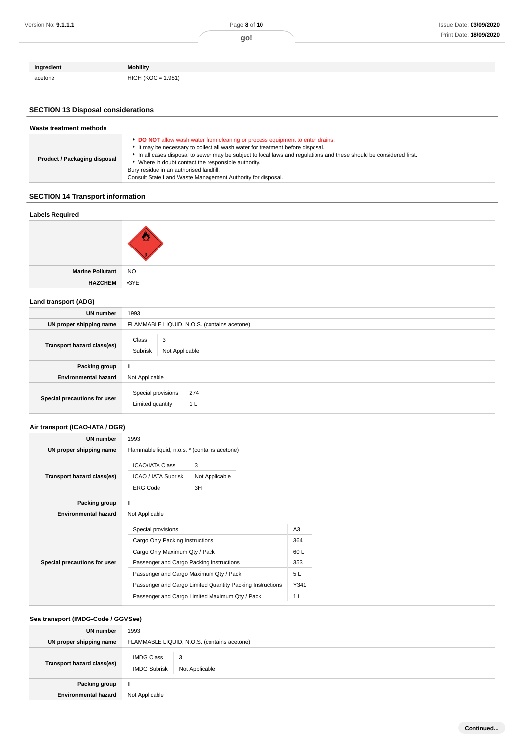| Ingredient | Mobility |
|---|---|
| acetone | HIGH (KOC = 1.981) |

## SECTION 13 Disposal considerations

### Waste treatment methods

| | |
|---|---|
| **Product / Packaging disposal** | ▸ **DO NOT** allow wash water from cleaning or process equipment to enter drains.<br>▸ It may be necessary to collect all wash water for treatment before disposal.<br>▸ In all cases disposal to sewer may be subject to local laws and regulations and these should be considered first.<br>▸ Where in doubt contact the responsible authority.<br>Bury residue in an authorised landfill.<br>Consult State Land Waste Management Authority for disposal. |

## SECTION 14 Transport information

### Labels Required

| | |
|---|---|
| | |
| **Marine Pollutant** | NO |
| **HAZCHEM** | •3YE |

### Land transport (ADG)

| | |
|---|---|
| **UN number** | 1993 |
| **UN proper shipping name** | FLAMMABLE LIQUID, N.O.S. (contains acetone) |
| **Transport hazard class(es)** | Class: 3<br>Subrisk: Not Applicable |
| **Packing group** | II |
| **Environmental hazard** | Not Applicable |
| **Special precautions for user** | Special provisions: 274<br>Limited quantity: 1 L |

### Air transport (ICAO-IATA / DGR)

| | |
|---|---|
| **UN number** | 1993 |
| **UN proper shipping name** | Flammable liquid, n.o.s. * (contains acetone) |
| **Transport hazard class(es)** | ICAO/IATA Class: 3<br>ICAO / IATA Subrisk: Not Applicable<br>ERG Code: 3H |
| **Packing group** | II |
| **Environmental hazard** | Not Applicable |
| **Special precautions for user** | Special provisions: A3<br>Cargo Only Packing Instructions: 364<br>Cargo Only Maximum Qty / Pack: 60 L<br>Passenger and Cargo Packing Instructions: 353<br>Passenger and Cargo Maximum Qty / Pack: 5 L<br>Passenger and Cargo Limited Quantity Packing Instructions: Y341<br>Passenger and Cargo Limited Maximum Qty / Pack: 1 L |

### Sea transport (IMDG-Code / GGVSee)

| | |
|---|---|
| **UN number** | 1993 |
| **UN proper shipping name** | FLAMMABLE LIQUID, N.O.S. (contains acetone) |
| **Transport hazard class(es)** | IMDG Class: 3<br>IMDG Subrisk: Not Applicable |
| **Packing group** | II |
| **Environmental hazard** | Not Applicable |

Continued...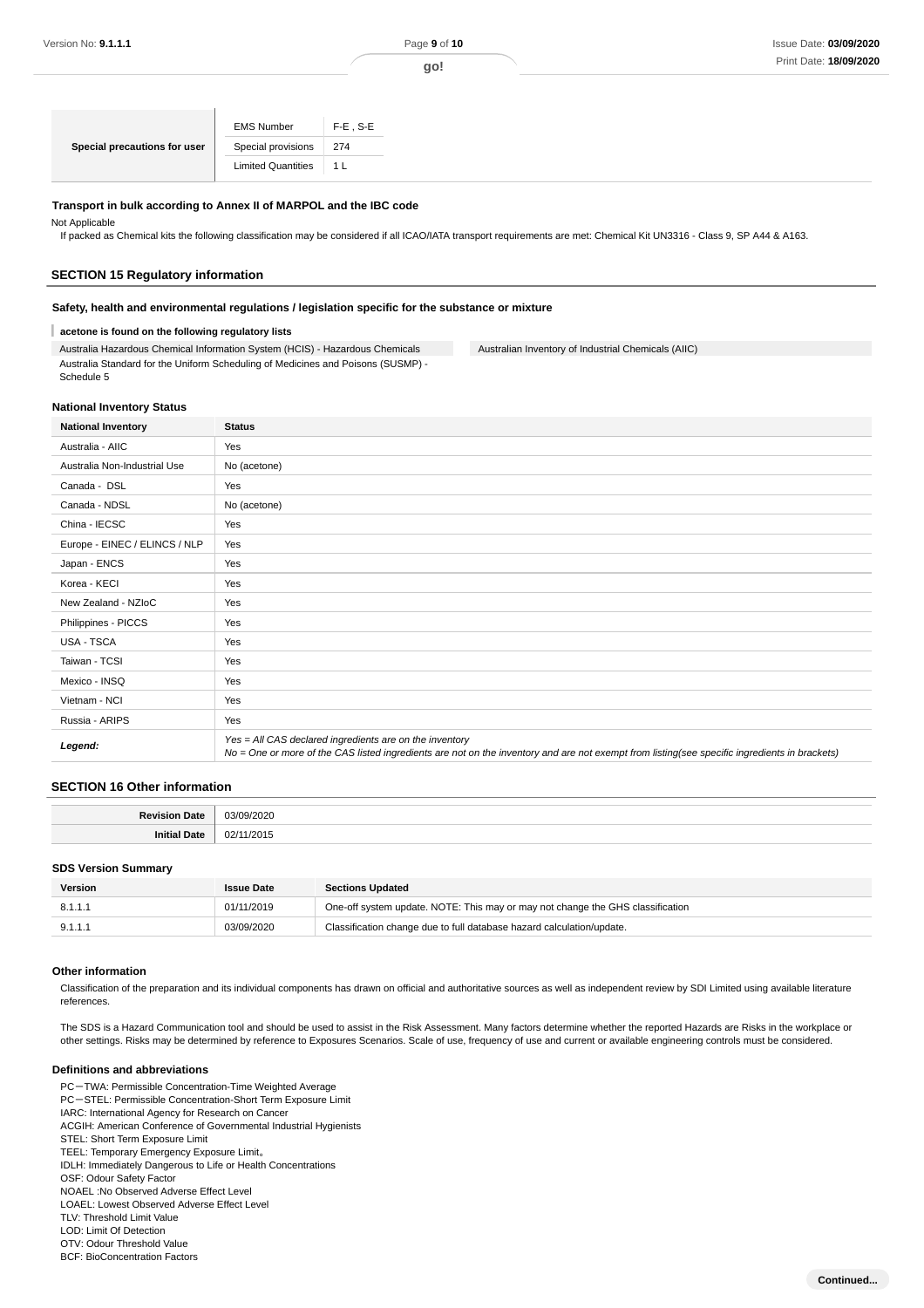| Special precautions for user | | |
|---|---|---|
| | EMS Number | F-E , S-E |
| | Special provisions | 274 |
| | Limited Quantities | 1 L |

**Transport in bulk according to Annex II of MARPOL and the IBC code**

Not Applicable

If packed as Chemical kits the following classification may be considered if all ICAO/IATA transport requirements are met: Chemical Kit UN3316 - Class 9, SP A44 & A163.

## SECTION 15 Regulatory information

**Safety, health and environmental regulations / legislation specific for the substance or mixture**

**acetone is found on the following regulatory lists**

| | |
|---|---|
| Australia Hazardous Chemical Information System (HCIS) - Hazardous Chemicals | Australian Inventory of Industrial Chemicals (AIIC) |
| Australia Standard for the Uniform Scheduling of Medicines and Poisons (SUSMP) - Schedule 5 | |

**National Inventory Status**

| National Inventory | Status |
|---|---|
| Australia - AIIC | Yes |
| Australia Non-Industrial Use | No (acetone) |
| Canada - DSL | Yes |
| Canada - NDSL | No (acetone) |
| China - IECSC | Yes |
| Europe - EINEC / ELINCS / NLP | Yes |
| Japan - ENCS | Yes |
| Korea - KECI | Yes |
| New Zealand - NZIoC | Yes |
| Philippines - PICCS | Yes |
| USA - TSCA | Yes |
| Taiwan - TCSI | Yes |
| Mexico - INSQ | Yes |
| Vietnam - NCI | Yes |
| Russia - ARIPS | Yes |
| *Legend:* | *Yes = All CAS declared ingredients are on the inventory* <br> *No = One or more of the CAS listed ingredients are not on the inventory and are not exempt from listing(see specific ingredients in brackets)* |

## SECTION 16 Other information

| | |
|---|---|
| **Revision Date** | 03/09/2020 |
| **Initial Date** | 02/11/2015 |

**SDS Version Summary**

| Version | Issue Date | Sections Updated |
|---|---|---|
| 8.1.1.1 | 01/11/2019 | One-off system update. NOTE: This may or may not change the GHS classification |
| 9.1.1.1 | 03/09/2020 | Classification change due to full database hazard calculation/update. |

**Other information**

Classification of the preparation and its individual components has drawn on official and authoritative sources as well as independent review by SDI Limited using available literature references.

The SDS is a Hazard Communication tool and should be used to assist in the Risk Assessment. Many factors determine whether the reported Hazards are Risks in the workplace or other settings. Risks may be determined by reference to Exposures Scenarios. Scale of use, frequency of use and current or available engineering controls must be considered.

**Definitions and abbreviations**

PC－TWA: Permissible Concentration-Time Weighted Average
PC－STEL: Permissible Concentration-Short Term Exposure Limit
IARC: International Agency for Research on Cancer
ACGIH: American Conference of Governmental Industrial Hygienists
STEL: Short Term Exposure Limit
TEEL: Temporary Emergency Exposure Limit。
IDLH: Immediately Dangerous to Life or Health Concentrations
OSF: Odour Safety Factor
NOAEL :No Observed Adverse Effect Level
LOAEL: Lowest Observed Adverse Effect Level
TLV: Threshold Limit Value
LOD: Limit Of Detection
OTV: Odour Threshold Value
BCF: BioConcentration Factors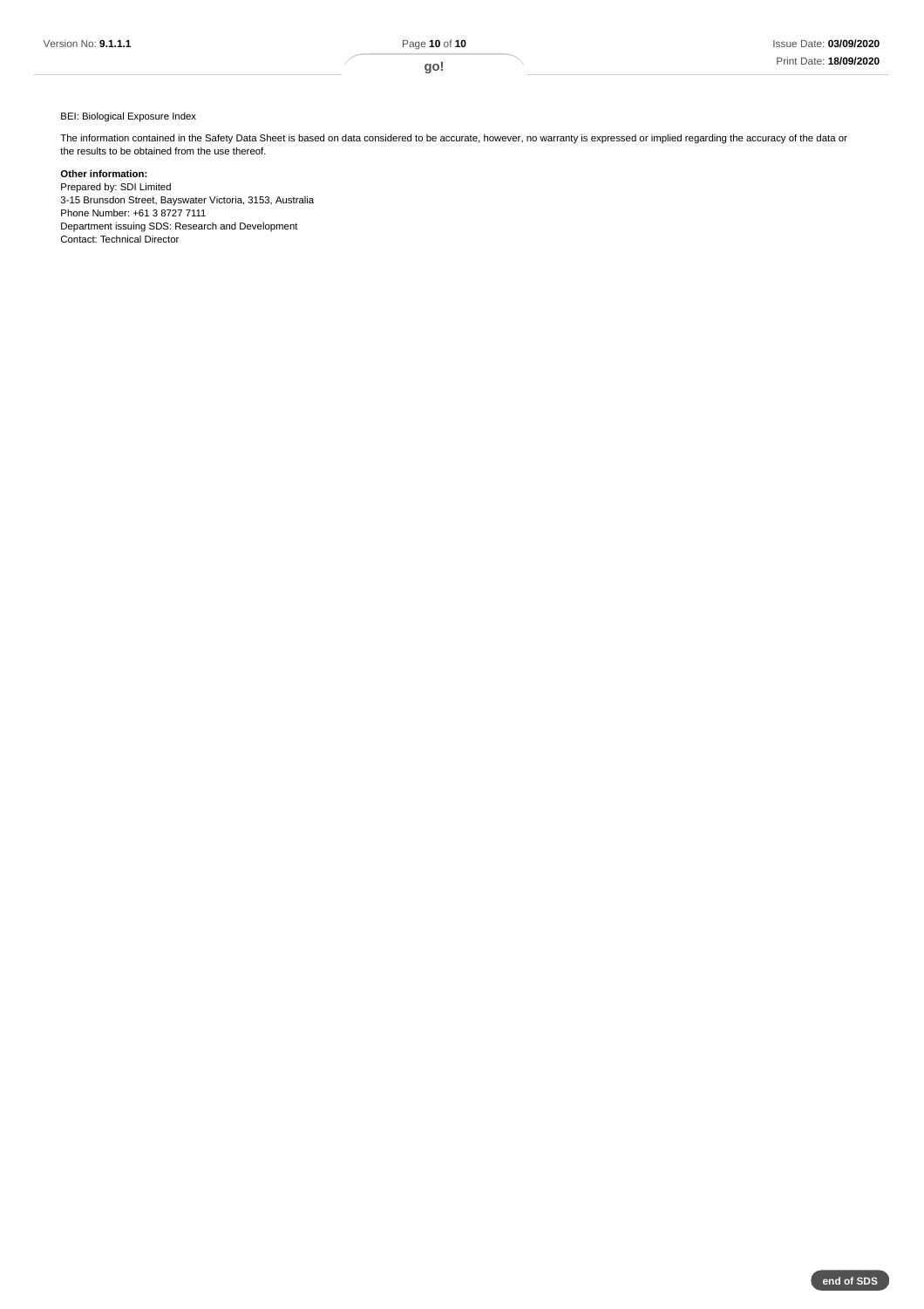BEI: Biological Exposure Index

The information contained in the Safety Data Sheet is based on data considered to be accurate, however, no warranty is expressed or implied regarding the accuracy of the data or the results to be obtained from the use thereof.

**Other information:**
Prepared by: SDI Limited
3-15 Brunsdon Street, Bayswater Victoria, 3153, Australia
Phone Number: +61 3 8727 7111
Department issuing SDS: Research and Development
Contact: Technical Director

**end of SDS**